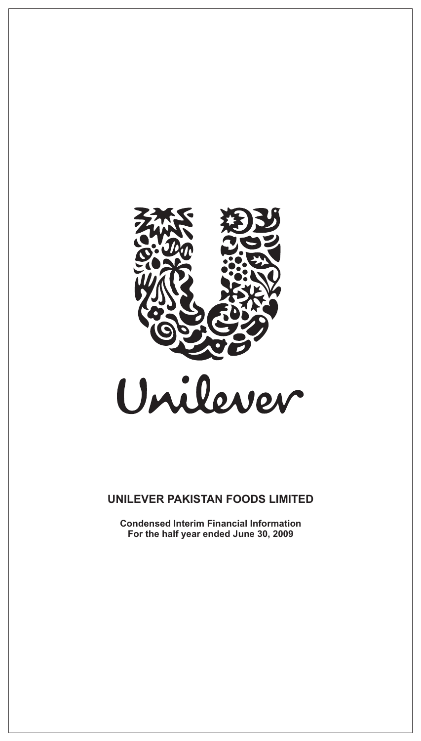Unilever

# UNILEVER PAKISTAN FOODS LIMITED

**Condensed Interim Financial Information**
**For the half year ended June 30, 2009**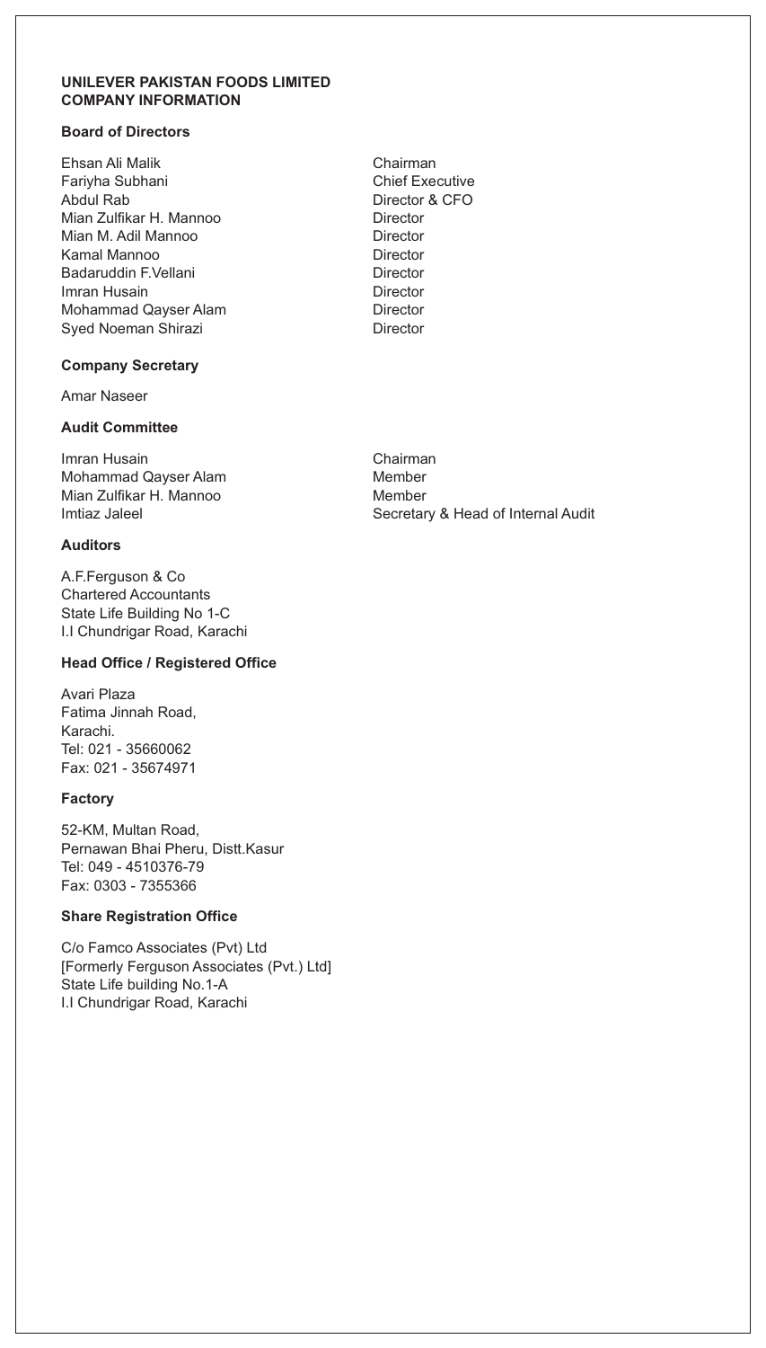# UNILEVER PAKISTAN FOODS LIMITED
## COMPANY INFORMATION

### Board of Directors

| | |
|---|---|
| Ehsan Ali Malik | Chairman |
| Fariyha Subhani | Chief Executive |
| Abdul Rab | Director & CFO |
| Mian Zulfikar H. Mannoo | Director |
| Mian M. Adil Mannoo | Director |
| Kamal Mannoo | Director |
| Badaruddin F.Vellani | Director |
| Imran Husain | Director |
| Mohammad Qayser Alam | Director |
| Syed Noeman Shirazi | Director |

### Company Secretary

Amar Naseer

### Audit Committee

| | |
|---|---|
| Imran Husain | Chairman |
| Mohammad Qayser Alam | Member |
| Mian Zulfikar H. Mannoo | Member |
| Imtiaz Jaleel | Secretary & Head of Internal Audit |

### Auditors

A.F.Ferguson & Co
Chartered Accountants
State Life Building No 1-C
I.I Chundrigar Road, Karachi

### Head Office / Registered Office

Avari Plaza
Fatima Jinnah Road,
Karachi.
Tel: 021 - 35660062
Fax: 021 - 35674971

### Factory

52-KM, Multan Road,
Pernawan Bhai Pheru, Distt.Kasur
Tel: 049 - 4510376-79
Fax: 0303 - 7355366

### Share Registration Office

C/o Famco Associates (Pvt) Ltd
[Formerly Ferguson Associates (Pvt.) Ltd]
State Life building No.1-A
I.I Chundrigar Road, Karachi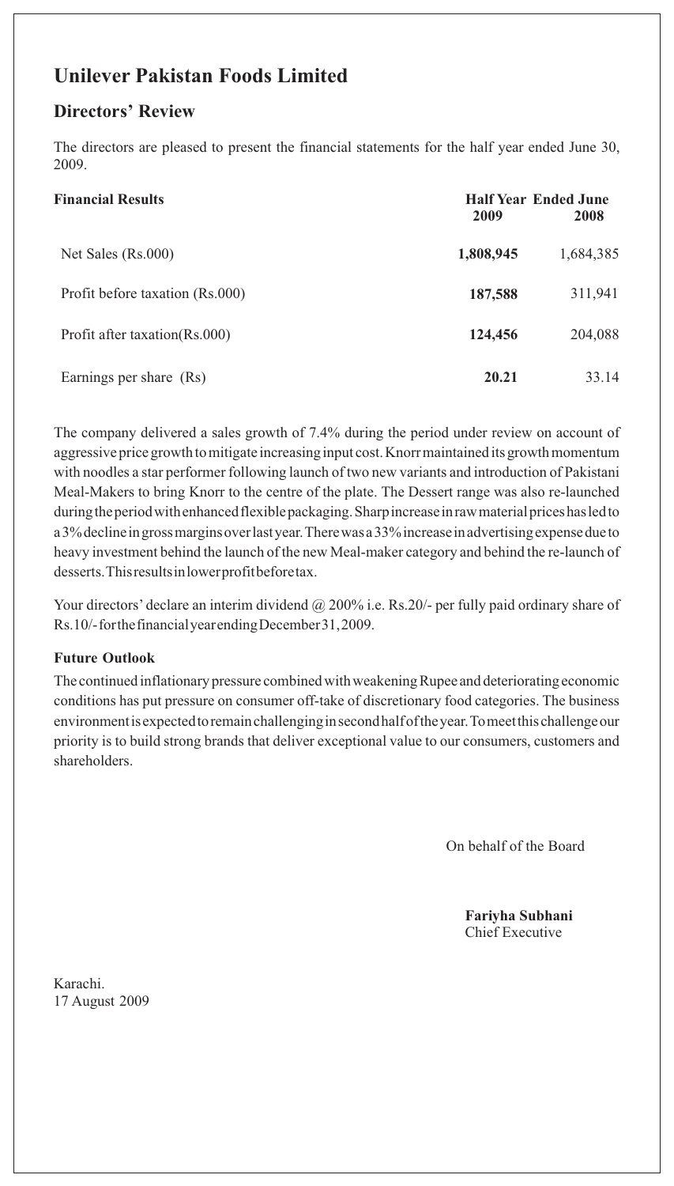# Unilever Pakistan Foods Limited

## Directors' Review

The directors are pleased to present the financial statements for the half year ended June 30, 2009.

| Financial Results | Half Year Ended June 2009 | 2008 |
|---|---|---|
| Net Sales (Rs.000) | **1,808,945** | 1,684,385 |
| Profit before taxation (Rs.000) | **187,588** | 311,941 |
| Profit after taxation(Rs.000) | **124,456** | 204,088 |
| Earnings per share (Rs) | **20.21** | 33.14 |

The company delivered a sales growth of 7.4% during the period under review on account of aggressive price growth to mitigate increasing input cost. Knorr maintained its growth momentum with noodles a star performer following launch of two new variants and introduction of Pakistani Meal-Makers to bring Knorr to the centre of the plate. The Dessert range was also re-launched during the period with enhanced flexible packaging. Sharp increase in raw material prices has led to a 3% decline in gross margins over last year. There was a 33% increase in advertising expense due to heavy investment behind the launch of the new Meal-maker category and behind the re-launch of desserts. This results in lower profit before tax.

Your directors' declare an interim dividend @ 200% i.e. Rs.20/- per fully paid ordinary share of Rs.10/- for the financial year ending December 31, 2009.

**Future Outlook**

The continued inflationary pressure combined with weakening Rupee and deteriorating economic conditions has put pressure on consumer off-take of discretionary food categories. The business environment is expected to remain challenging in second half of the year. To meet this challenge our priority is to build strong brands that deliver exceptional value to our consumers, customers and shareholders.

On behalf of the Board

**Fariyha Subhani**
Chief Executive

Karachi.
17 August 2009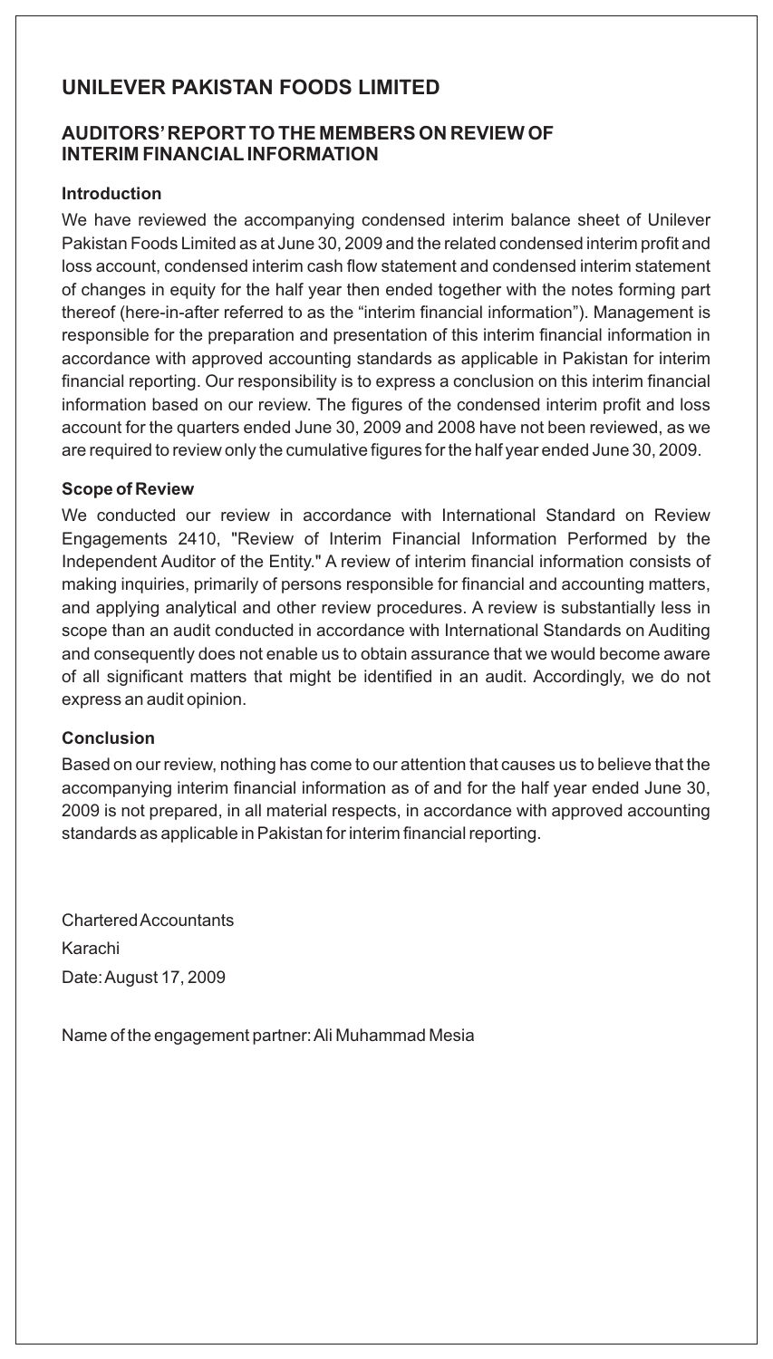# UNILEVER PAKISTAN FOODS LIMITED

## AUDITORS' REPORT TO THE MEMBERS ON REVIEW OF INTERIM FINANCIAL INFORMATION

### Introduction

We have reviewed the accompanying condensed interim balance sheet of Unilever Pakistan Foods Limited as at June 30, 2009 and the related condensed interim profit and loss account, condensed interim cash flow statement and condensed interim statement of changes in equity for the half year then ended together with the notes forming part thereof (here-in-after referred to as the "interim financial information"). Management is responsible for the preparation and presentation of this interim financial information in accordance with approved accounting standards as applicable in Pakistan for interim financial reporting. Our responsibility is to express a conclusion on this interim financial information based on our review. The figures of the condensed interim profit and loss account for the quarters ended June 30, 2009 and 2008 have not been reviewed, as we are required to review only the cumulative figures for the half year ended June 30, 2009.

### Scope of Review

We conducted our review in accordance with International Standard on Review Engagements 2410, "Review of Interim Financial Information Performed by the Independent Auditor of the Entity." A review of interim financial information consists of making inquiries, primarily of persons responsible for financial and accounting matters, and applying analytical and other review procedures. A review is substantially less in scope than an audit conducted in accordance with International Standards on Auditing and consequently does not enable us to obtain assurance that we would become aware of all significant matters that might be identified in an audit. Accordingly, we do not express an audit opinion.

### Conclusion

Based on our review, nothing has come to our attention that causes us to believe that the accompanying interim financial information as of and for the half year ended June 30, 2009 is not prepared, in all material respects, in accordance with approved accounting standards as applicable in Pakistan for interim financial reporting.

Chartered Accountants
Karachi
Date: August 17, 2009

Name of the engagement partner: Ali Muhammad Mesia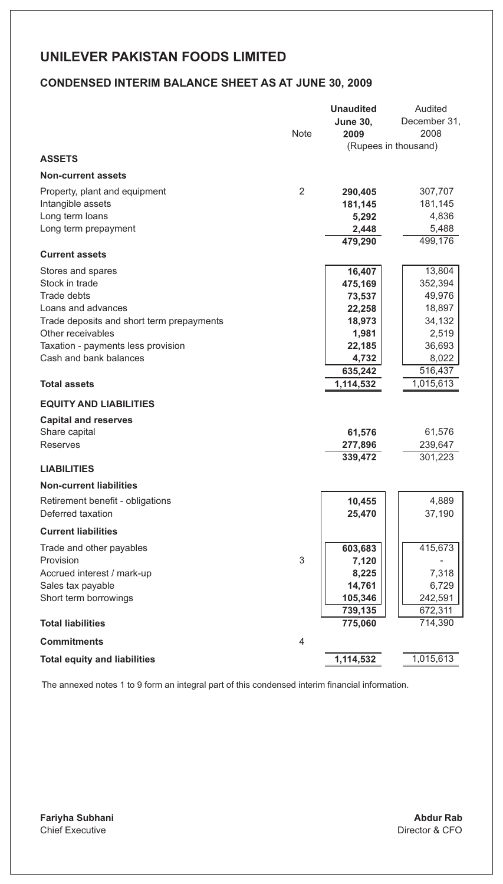# UNILEVER PAKISTAN FOODS LIMITED

## CONDENSED INTERIM BALANCE SHEET AS AT JUNE 30, 2009

| | Note | **Unaudited June 30, 2009** | Audited December 31, 2008 |
|---|---|---|---|
| | | (Rupees in thousand) | |
| **ASSETS** | | | |
| **Non-current assets** | | | |
| Property, plant and equipment | 2 | **290,405** | 307,707 |
| Intangible assets | | **181,145** | 181,145 |
| Long term loans | | **5,292** | 4,836 |
| Long term prepayment | | **2,448** | 5,488 |
| | | **479,290** | 499,176 |
| **Current assets** | | | |
| Stores and spares | | **16,407** | 13,804 |
| Stock in trade | | **475,169** | 352,394 |
| Trade debts | | **73,537** | 49,976 |
| Loans and advances | | **22,258** | 18,897 |
| Trade deposits and short term prepayments | | **18,973** | 34,132 |
| Other receivables | | **1,981** | 2,519 |
| Taxation - payments less provision | | **22,185** | 36,693 |
| Cash and bank balances | | **4,732** | 8,022 |
| | | **635,242** | 516,437 |
| **Total assets** | | **1,114,532** | 1,015,613 |
| **EQUITY AND LIABILITIES** | | | |
| **Capital and reserves** | | | |
| Share capital | | **61,576** | 61,576 |
| Reserves | | **277,896** | 239,647 |
| | | **339,472** | 301,223 |
| **LIABILITIES** | | | |
| **Non-current liabilities** | | | |
| Retirement benefit - obligations | | **10,455** | 4,889 |
| Deferred taxation | | **25,470** | 37,190 |
| **Current liabilities** | | | |
| Trade and other payables | | **603,683** | 415,673 |
| Provision | 3 | **7,120** | - |
| Accrued interest / mark-up | | **8,225** | 7,318 |
| Sales tax payable | | **14,761** | 6,729 |
| Short term borrowings | | **105,346** | 242,591 |
| | | **739,135** | 672,311 |
| **Total liabilities** | | **775,060** | 714,390 |
| **Commitments** | 4 | | |
| **Total equity and liabilities** | | **1,114,532** | 1,015,613 |

The annexed notes 1 to 9 form an integral part of this condensed interim financial information.

**Fariyha Subhani**
Chief Executive

**Abdur Rab**
Director & CFO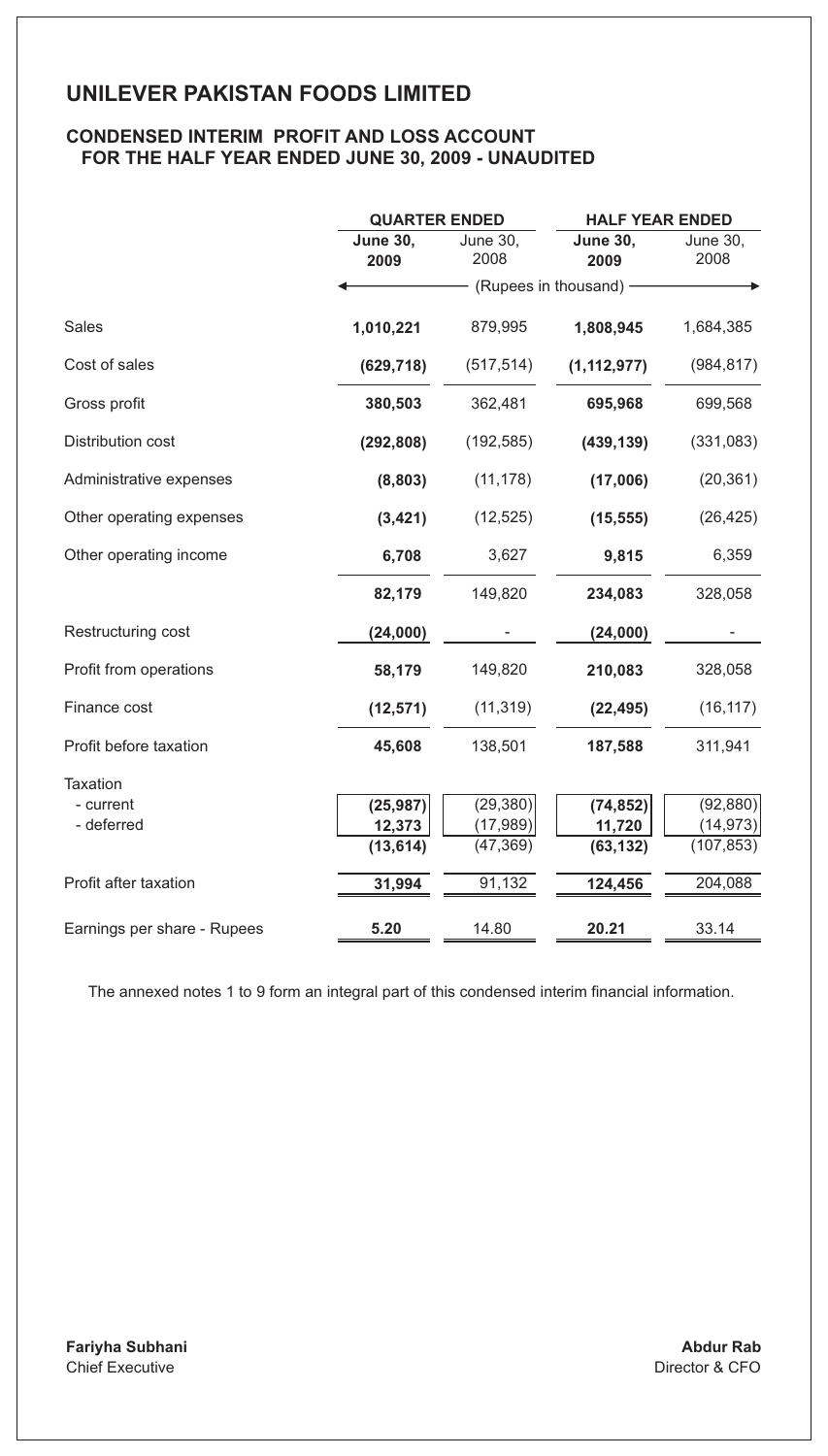# UNILEVER PAKISTAN FOODS LIMITED

## CONDENSED INTERIM PROFIT AND LOSS ACCOUNT FOR THE HALF YEAR ENDED JUNE 30, 2009 - UNAUDITED

| | QUARTER ENDED | | HALF YEAR ENDED | |
|---|---|---|---|---|
| | **June 30, 2009** | June 30, 2008 | **June 30, 2009** | June 30, 2008 |
| | (Rupees in thousand) | | | |
| Sales | **1,010,221** | 879,995 | **1,808,945** | 1,684,385 |
| Cost of sales | **(629,718)** | (517,514) | **(1,112,977)** | (984,817) |
| Gross profit | **380,503** | 362,481 | **695,968** | 699,568 |
| Distribution cost | **(292,808)** | (192,585) | **(439,139)** | (331,083) |
| Administrative expenses | **(8,803)** | (11,178) | **(17,006)** | (20,361) |
| Other operating expenses | **(3,421)** | (12,525) | **(15,555)** | (26,425) |
| Other operating income | **6,708** | 3,627 | **9,815** | 6,359 |
| | **82,179** | 149,820 | **234,083** | 328,058 |
| Restructuring cost | **(24,000)** | - | **(24,000)** | - |
| Profit from operations | **58,179** | 149,820 | **210,083** | 328,058 |
| Finance cost | **(12,571)** | (11,319) | **(22,495)** | (16,117) |
| Profit before taxation | **45,608** | 138,501 | **187,588** | 311,941 |
| Taxation | | | | |
| - current | **(25,987)** | (29,380) | **(74,852)** | (92,880) |
| - deferred | **12,373** | (17,989) | **11,720** | (14,973) |
| | **(13,614)** | (47,369) | **(63,132)** | (107,853) |
| Profit after taxation | **31,994** | 91,132 | **124,456** | 204,088 |
| Earnings per share - Rupees | **5.20** | 14.80 | **20.21** | 33.14 |

The annexed notes 1 to 9 form an integral part of this condensed interim financial information.

**Fariyha Subhani**
Chief Executive

**Abdur Rab**
Director & CFO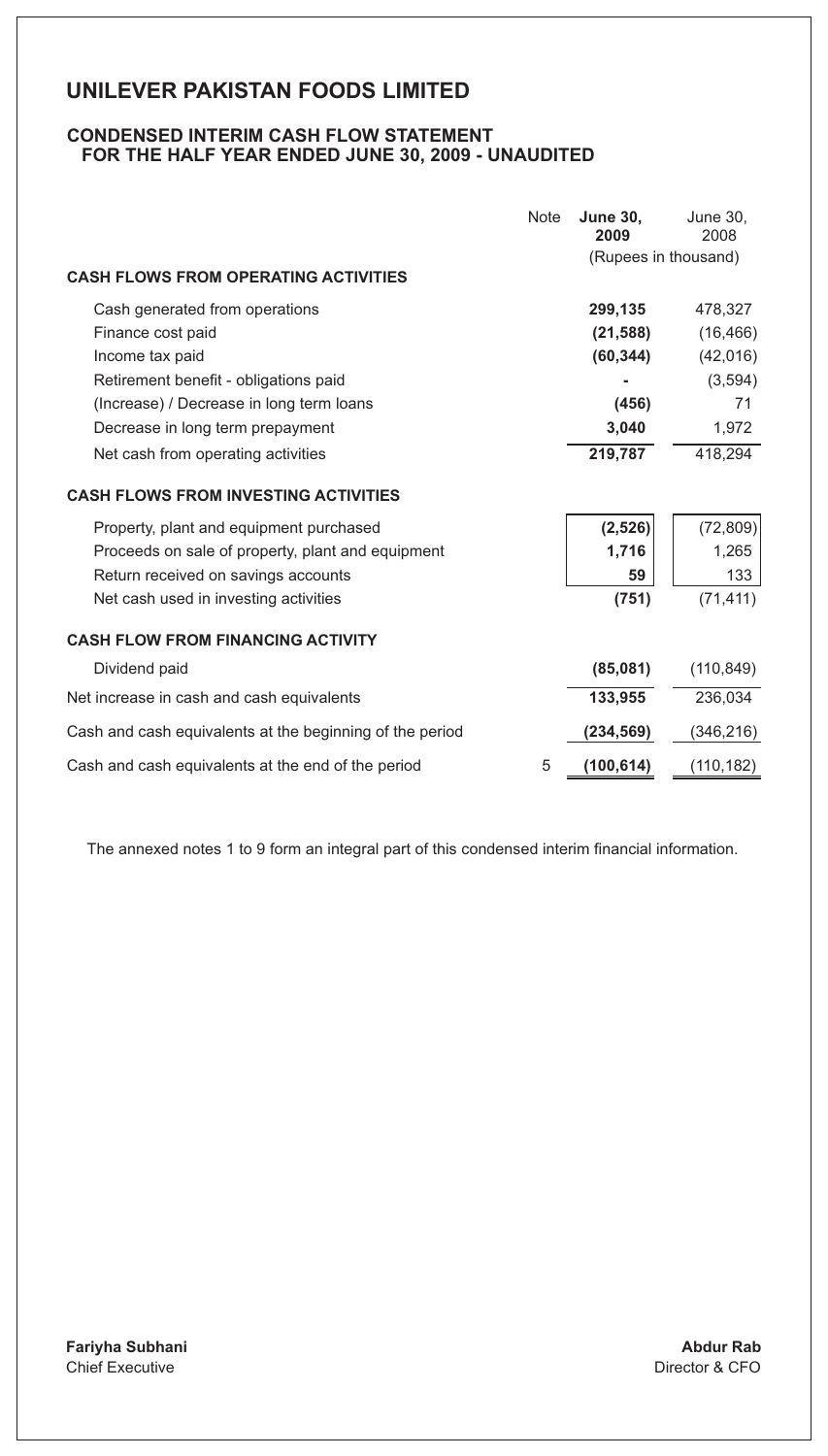# UNILEVER PAKISTAN FOODS LIMITED

## CONDENSED INTERIM CASH FLOW STATEMENT FOR THE HALF YEAR ENDED JUNE 30, 2009 - UNAUDITED

| | Note | **June 30, 2009** | June 30, 2008 |
|---|---|---|---|
| | | (Rupees in thousand) | |
| **CASH FLOWS FROM OPERATING ACTIVITIES** | | | |
| Cash generated from operations | | **299,135** | 478,327 |
| Finance cost paid | | **(21,588)** | (16,466) |
| Income tax paid | | **(60,344)** | (42,016) |
| Retirement benefit - obligations paid | | **-** | (3,594) |
| (Increase) / Decrease in long term loans | | **(456)** | 71 |
| Decrease in long term prepayment | | **3,040** | 1,972 |
| Net cash from operating activities | | **219,787** | 418,294 |
| **CASH FLOWS FROM INVESTING ACTIVITIES** | | | |
| Property, plant and equipment purchased | | **(2,526)** | (72,809) |
| Proceeds on sale of property, plant and equipment | | **1,716** | 1,265 |
| Return received on savings accounts | | **59** | 133 |
| Net cash used in investing activities | | **(751)** | (71,411) |
| **CASH FLOW FROM FINANCING ACTIVITY** | | | |
| Dividend paid | | **(85,081)** | (110,849) |
| Net increase in cash and cash equivalents | | **133,955** | 236,034 |
| Cash and cash equivalents at the beginning of the period | | **(234,569)** | (346,216) |
| Cash and cash equivalents at the end of the period | 5 | **(100,614)** | (110,182) |

The annexed notes 1 to 9 form an integral part of this condensed interim financial information.

**Fariyha Subhani**
Chief Executive

**Abdur Rab**
Director & CFO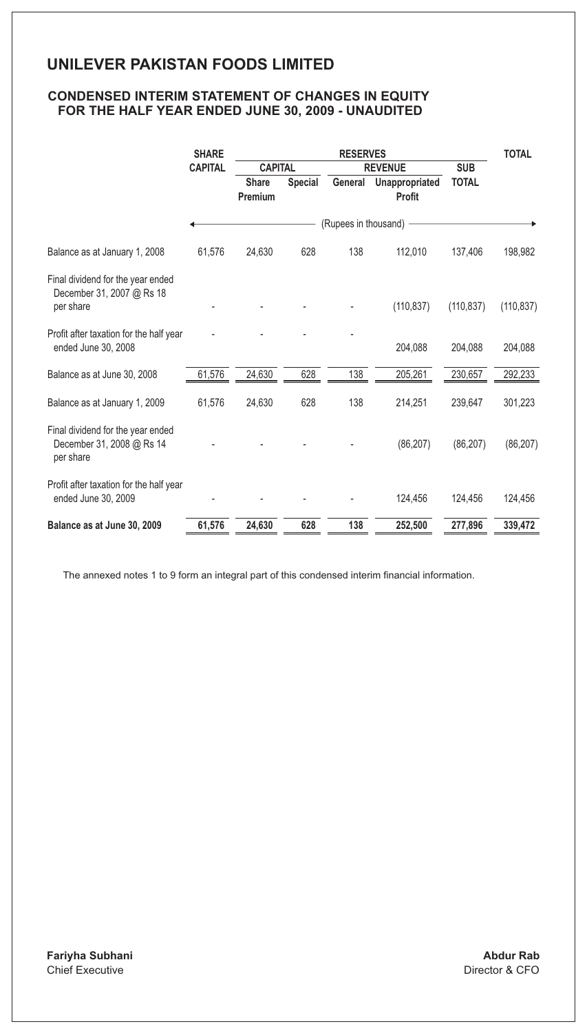# UNILEVER PAKISTAN FOODS LIMITED

## CONDENSED INTERIM STATEMENT OF CHANGES IN EQUITY FOR THE HALF YEAR ENDED JUNE 30, 2009 - UNAUDITED

| | SHARE CAPITAL | RESERVES | | | | | TOTAL |
|---|---|---|---|---|---|---|---|
| | | CAPITAL | | REVENUE | | SUB TOTAL | |
| | | Share Premium | Special | General | Unappropriated Profit | | |
| | (Rupees in thousand) | | | | | | |
| Balance as at January 1, 2008 | 61,576 | 24,630 | 628 | 138 | 112,010 | 137,406 | 198,982 |
| Final dividend for the year ended December 31, 2007 @ Rs 18 per share | - | - | - | - | (110,837) | (110,837) | (110,837) |
| Profit after taxation for the half year ended June 30, 2008 | - | - | - | - | 204,088 | 204,088 | 204,088 |
| Balance as at June 30, 2008 | 61,576 | 24,630 | 628 | 138 | 205,261 | 230,657 | 292,233 |
| Balance as at January 1, 2009 | 61,576 | 24,630 | 628 | 138 | 214,251 | 239,647 | 301,223 |
| Final dividend for the year ended December 31, 2008 @ Rs 14 per share | - | - | - | - | (86,207) | (86,207) | (86,207) |
| Profit after taxation for the half year ended June 30, 2009 | - | - | - | - | 124,456 | 124,456 | 124,456 |
| **Balance as at June 30, 2009** | **61,576** | **24,630** | **628** | **138** | **252,500** | **277,896** | **339,472** |

The annexed notes 1 to 9 form an integral part of this condensed interim financial information.

**Fariyha Subhani**
Chief Executive

**Abdur Rab**
Director & CFO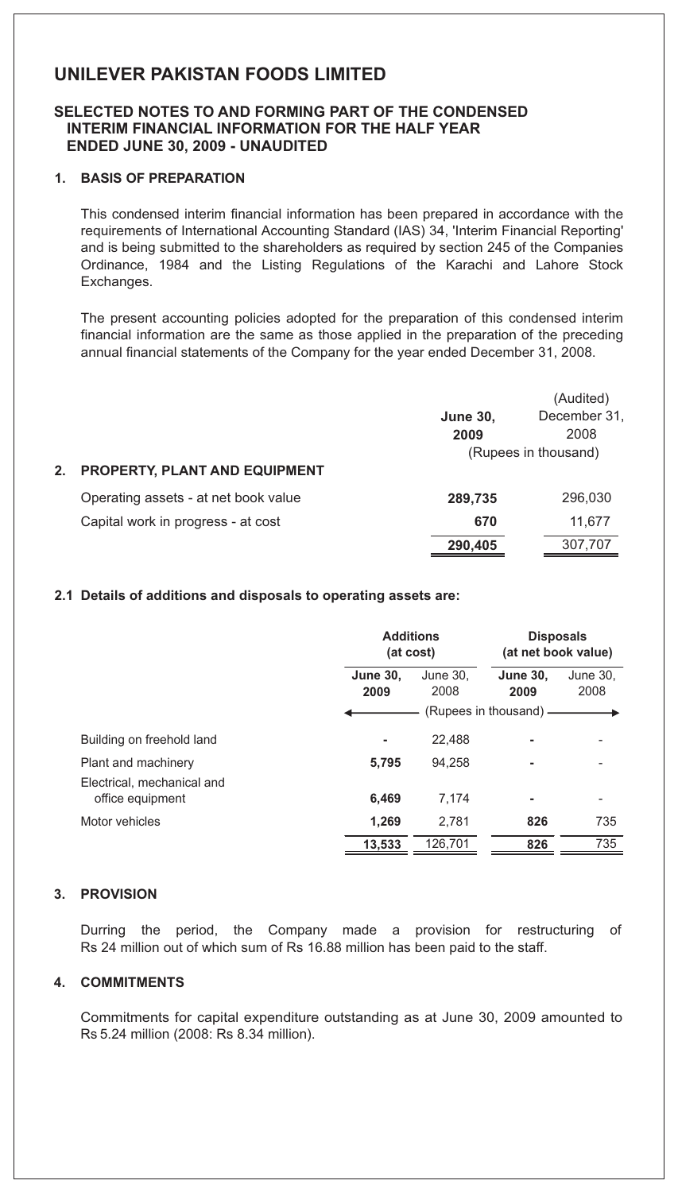# UNILEVER PAKISTAN FOODS LIMITED

## SELECTED NOTES TO AND FORMING PART OF THE CONDENSED INTERIM FINANCIAL INFORMATION FOR THE HALF YEAR ENDED JUNE 30, 2009 - UNAUDITED

### 1. BASIS OF PREPARATION

This condensed interim financial information has been prepared in accordance with the requirements of International Accounting Standard (IAS) 34, 'Interim Financial Reporting' and is being submitted to the shareholders as required by section 245 of the Companies Ordinance, 1984 and the Listing Regulations of the Karachi and Lahore Stock Exchanges.

The present accounting policies adopted for the preparation of this condensed interim financial information are the same as those applied in the preparation of the preceding annual financial statements of the Company for the year ended December 31, 2008.

### 2. PROPERTY, PLANT AND EQUIPMENT

| | **June 30, 2009** | (Audited) December 31, 2008 |
|---|---|---|
| | (Rupees in thousand) | |
| Operating assets - at net book value | **289,735** | 296,030 |
| Capital work in progress - at cost | **670** | 11,677 |
| | **290,405** | 307,707 |

#### 2.1 Details of additions and disposals to operating assets are:

| | **Additions (at cost)** | | **Disposals (at net book value)** | |
|---|---|---|---|---|
| | **June 30, 2009** | June 30, 2008 | **June 30, 2009** | June 30, 2008 |
| | (Rupees in thousand) | | | |
| Building on freehold land | **-** | 22,488 | **-** | - |
| Plant and machinery | **5,795** | 94,258 | **-** | - |
| Electrical, mechanical and office equipment | **6,469** | 7,174 | **-** | - |
| Motor vehicles | **1,269** | 2,781 | **826** | 735 |
| | **13,533** | 126,701 | **826** | 735 |

### 3. PROVISION

Durring the period, the Company made a provision for restructuring of Rs 24 million out of which sum of Rs 16.88 million has been paid to the staff.

### 4. COMMITMENTS

Commitments for capital expenditure outstanding as at June 30, 2009 amounted to Rs 5.24 million (2008: Rs 8.34 million).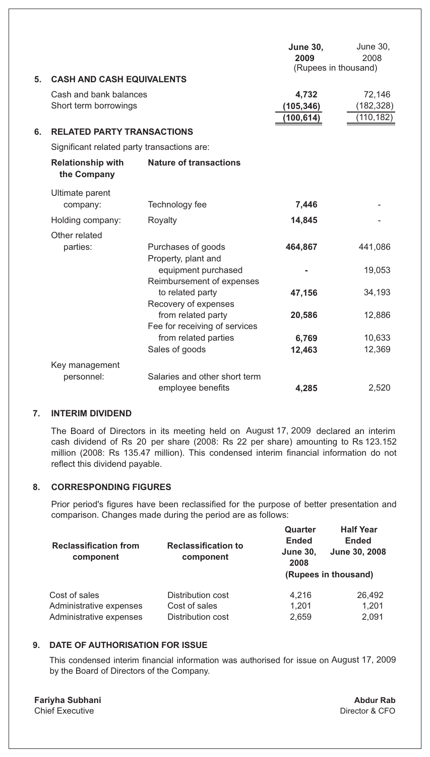| | June 30, 2009 | June 30, 2008 |
|---|---|---|
| | (Rupees in thousand) | |

## 5. CASH AND CASH EQUIVALENTS

| | June 30, 2009 | June 30, 2008 |
|---|---|---|
| Cash and bank balances | **4,732** | 72,146 |
| Short term borrowings | **(105,346)** | (182,328) |
| | **(100,614)** | (110,182) |

## 6. RELATED PARTY TRANSACTIONS

Significant related party transactions are:

| Relationship with the Company | Nature of transactions | June 30, 2009 | June 30, 2008 |
|---|---|---|---|
| Ultimate parent company: | Technology fee | **7,446** | - |
| Holding company: | Royalty | **14,845** | - |
| Other related parties: | Purchases of goods | **464,867** | 441,086 |
| | Property, plant and equipment purchased | **-** | 19,053 |
| | Reimbursement of expenses to related party | **47,156** | 34,193 |
| | Recovery of expenses from related party | **20,586** | 12,886 |
| | Fee for receiving of services from related parties | **6,769** | 10,633 |
| | Sales of goods | **12,463** | 12,369 |
| Key management personnel: | Salaries and other short term employee benefits | **4,285** | 2,520 |

## 7. INTERIM DIVIDEND

The Board of Directors in its meeting held on August 17, 2009 declared an interim cash dividend of Rs 20 per share (2008: Rs 22 per share) amounting to Rs 123.152 million (2008: Rs 135.47 million). This condensed interim financial information do not reflect this dividend payable.

## 8. CORRESPONDING FIGURES

Prior period's figures have been reclassified for the purpose of better presentation and comparison. Changes made during the period are as follows:

| Reclassification from component | Reclassification to component | Quarter Ended June 30, 2008 | Half Year Ended June 30, 2008 |
|---|---|---|---|
| | | (Rupees in thousand) | |
| Cost of sales | Distribution cost | 4,216 | 26,492 |
| Administrative expenses | Cost of sales | 1,201 | 1,201 |
| Administrative expenses | Distribution cost | 2,659 | 2,091 |

## 9. DATE OF AUTHORISATION FOR ISSUE

This condensed interim financial information was authorised for issue on August 17, 2009 by the Board of Directors of the Company.

**Fariyha Subhani**
Chief Executive

**Abdur Rab**
Director & CFO